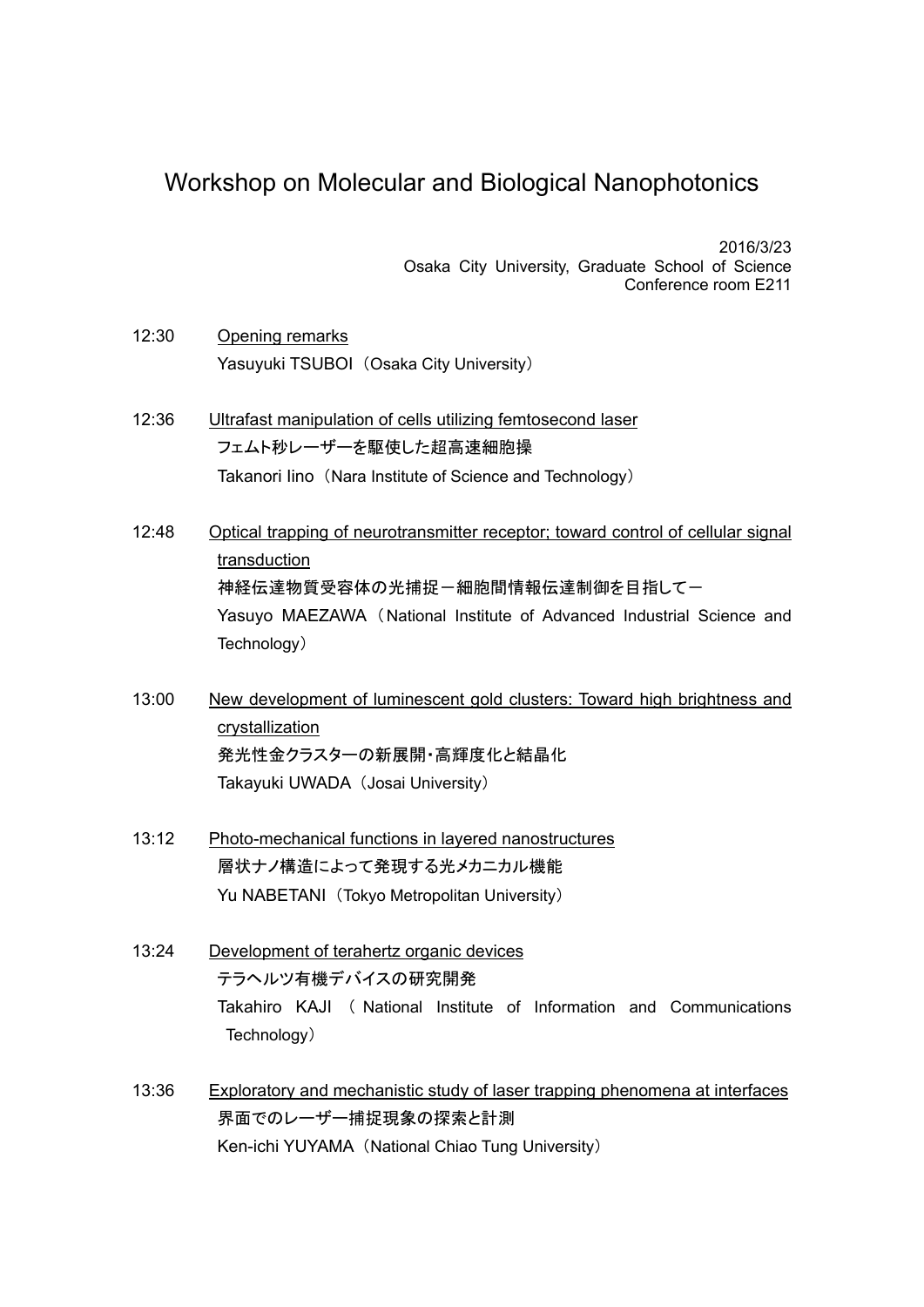# Workshop on Molecular and Biological Nanophotonics

2016/3/23
Osaka City University, Graduate School of Science
Conference room E211

12:30 Opening remarks
Yasuyuki TSUBOI（Osaka City University）

12:36 Ultrafast manipulation of cells utilizing femtosecond laser
フェムト秒レーザーを駆使した超高速細胞操
Takanori Iino（Nara Institute of Science and Technology）

12:48 Optical trapping of neurotransmitter receptor; toward control of cellular signal transduction
神経伝達物質受容体の光捕捉－細胞間情報伝達制御を目指して－
Yasuyo MAEZAWA（National Institute of Advanced Industrial Science and Technology）

13:00 New development of luminescent gold clusters: Toward high brightness and crystallization
発光性金クラスターの新展開・高輝度化と結晶化
Takayuki UWADA（Josai University）

13:12 Photo-mechanical functions in layered nanostructures
層状ナノ構造によって発現する光メカニカル機能
Yu NABETANI（Tokyo Metropolitan University）

13:24 Development of terahertz organic devices
テラヘルツ有機デバイスの研究開発
Takahiro KAJI（National Institute of Information and Communications Technology）

13:36 Exploratory and mechanistic study of laser trapping phenomena at interfaces
界面でのレーザー捕捉現象の探索と計測
Ken-ichi YUYAMA（National Chiao Tung University）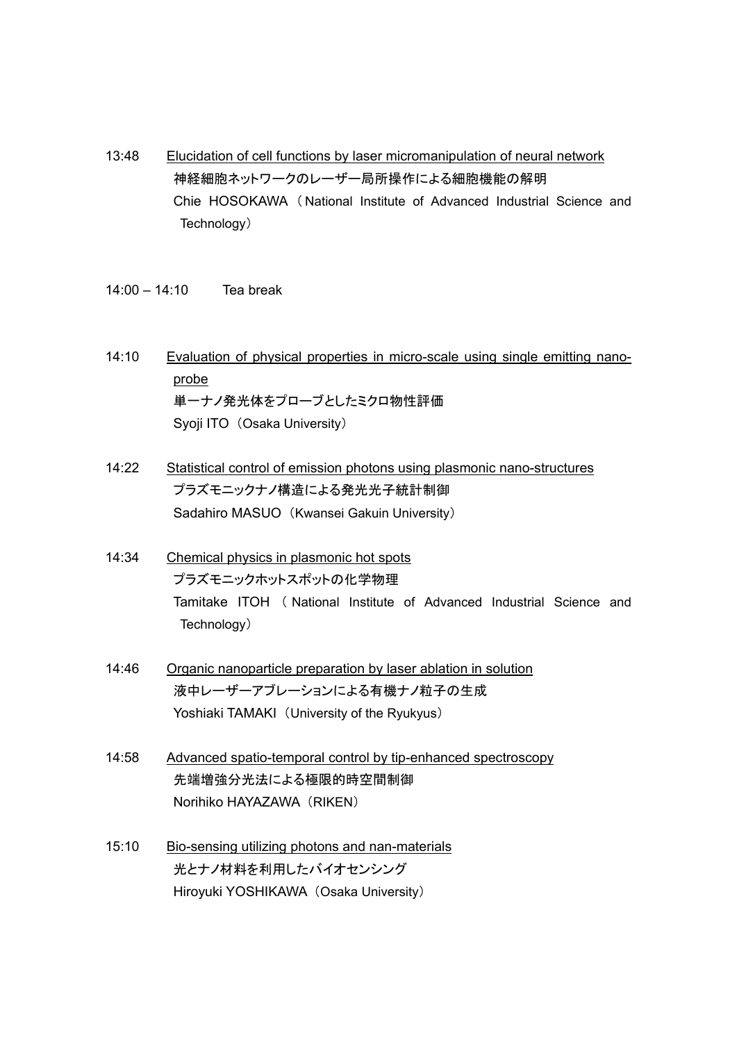13:48 Elucidation of cell functions by laser micromanipulation of neural network
神経細胞ネットワークのレーザー局所操作による細胞機能の解明
Chie HOSOKAWA（National Institute of Advanced Industrial Science and Technology）

14:00 – 14:10 Tea break

14:10 Evaluation of physical properties in micro-scale using single emitting nano-probe
単一ナノ発光体をプローブとしたミクロ物性評価
Syoji ITO（Osaka University）

14:22 Statistical control of emission photons using plasmonic nano-structures
プラズモニックナノ構造による発光光子統計制御
Sadahiro MASUO（Kwansei Gakuin University）

14:34 Chemical physics in plasmonic hot spots
プラズモニックホットスポットの化学物理
Tamitake ITOH（National Institute of Advanced Industrial Science and Technology）

14:46 Organic nanoparticle preparation by laser ablation in solution
液中レーザーアブレーションによる有機ナノ粒子の生成
Yoshiaki TAMAKI（University of the Ryukyus）

14:58 Advanced spatio-temporal control by tip-enhanced spectroscopy
先端増強分光法による極限的時空間制御
Norihiko HAYAZAWA（RIKEN）

15:10 Bio-sensing utilizing photons and nan-materials
光とナノ材料を利用したバイオセンシング
Hiroyuki YOSHIKAWA（Osaka University）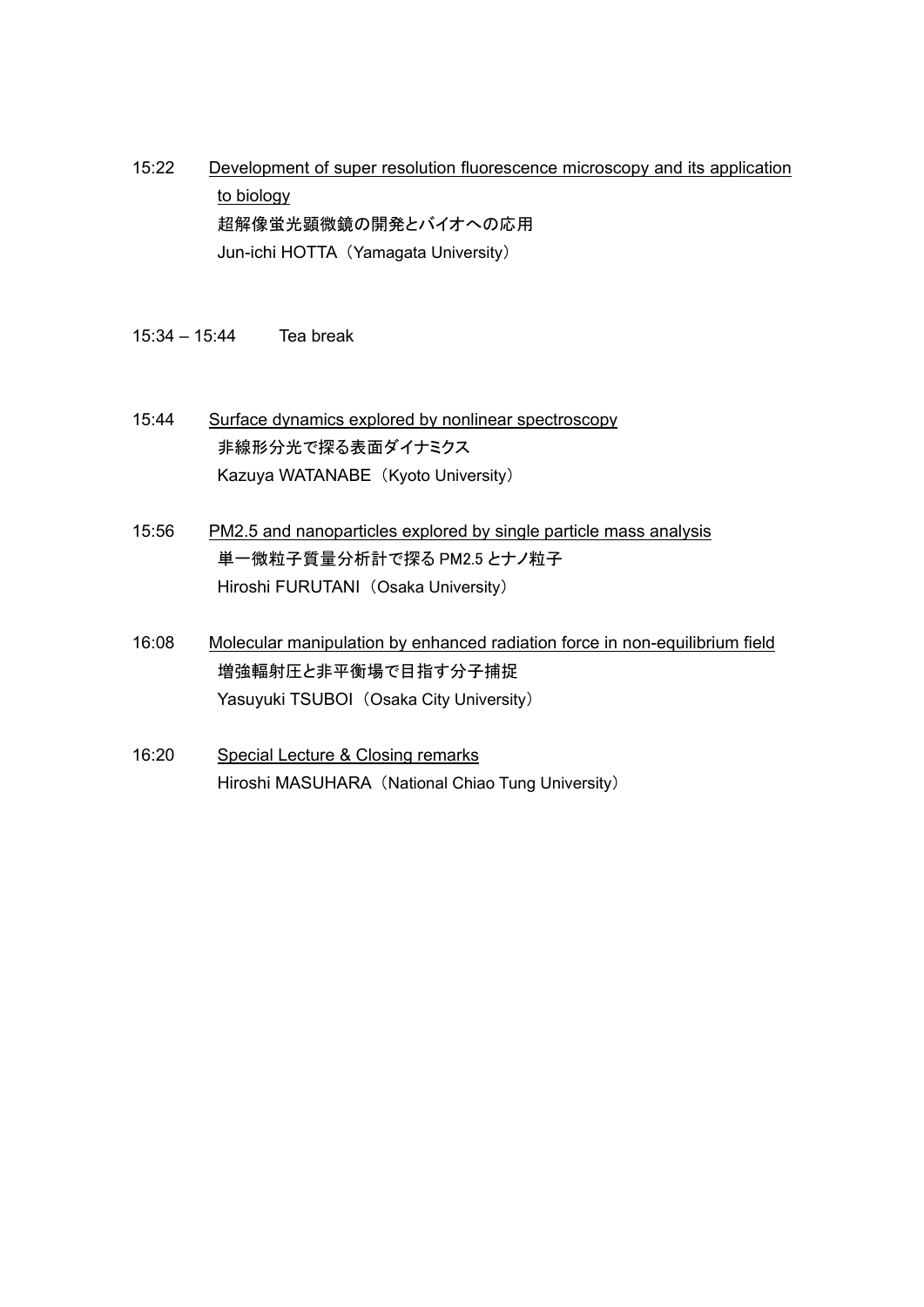15:22 Development of super resolution fluorescence microscopy and its application to biology
超解像蛍光顕微鏡の開発とバイオへの応用
Jun-ichi HOTTA（Yamagata University）

15:34 – 15:44 Tea break

15:44 Surface dynamics explored by nonlinear spectroscopy
非線形分光で探る表面ダイナミクス
Kazuya WATANABE（Kyoto University）

15:56 PM2.5 and nanoparticles explored by single particle mass analysis
単一微粒子質量分析計で探る PM2.5 とナノ粒子
Hiroshi FURUTANI（Osaka University）

16:08 Molecular manipulation by enhanced radiation force in non-equilibrium field
増強輻射圧と非平衡場で目指す分子捕捉
Yasuyuki TSUBOI（Osaka City University）

16:20 Special Lecture & Closing remarks
Hiroshi MASUHARA（National Chiao Tung University）